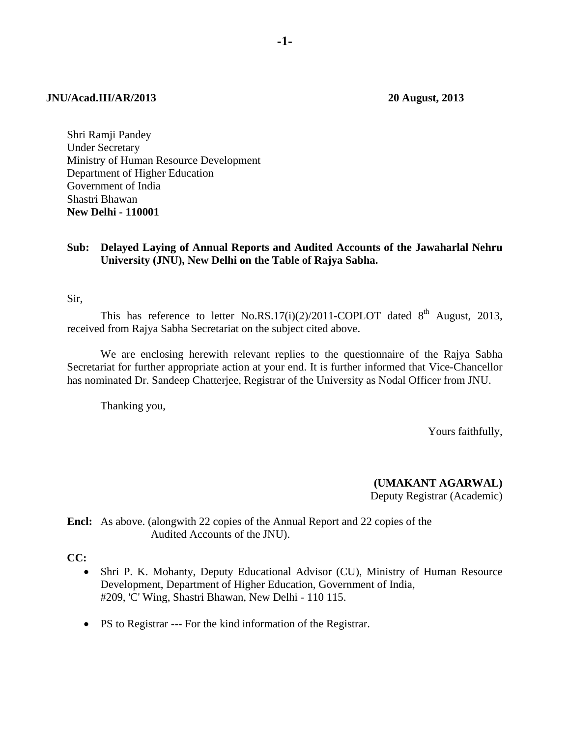**JNU/Acad.III/AR/2013** **20 August, 2013**

Shri Ramji Pandey
Under Secretary
Ministry of Human Resource Development
Department of Higher Education
Government of India
Shastri Bhawan
**New Delhi - 110001**

**Sub: Delayed Laying of Annual Reports and Audited Accounts of the Jawaharlal Nehru University (JNU), New Delhi on the Table of Rajya Sabha.**

Sir,

This has reference to letter No.RS.17(i)(2)/2011-COPLOT dated 8th August, 2013, received from Rajya Sabha Secretariat on the subject cited above.

We are enclosing herewith relevant replies to the questionnaire of the Rajya Sabha Secretariat for further appropriate action at your end. It is further informed that Vice-Chancellor has nominated Dr. Sandeep Chatterjee, Registrar of the University as Nodal Officer from JNU.

Thanking you,

Yours faithfully,

**(UMAKANT AGARWAL)**
Deputy Registrar (Academic)

**Encl:** As above. (alongwith 22 copies of the Annual Report and 22 copies of the Audited Accounts of the JNU).

**CC:**

- Shri P. K. Mohanty, Deputy Educational Advisor (CU), Ministry of Human Resource Development, Department of Higher Education, Government of India, #209, 'C' Wing, Shastri Bhawan, New Delhi - 110 115.
- PS to Registrar --- For the kind information of the Registrar.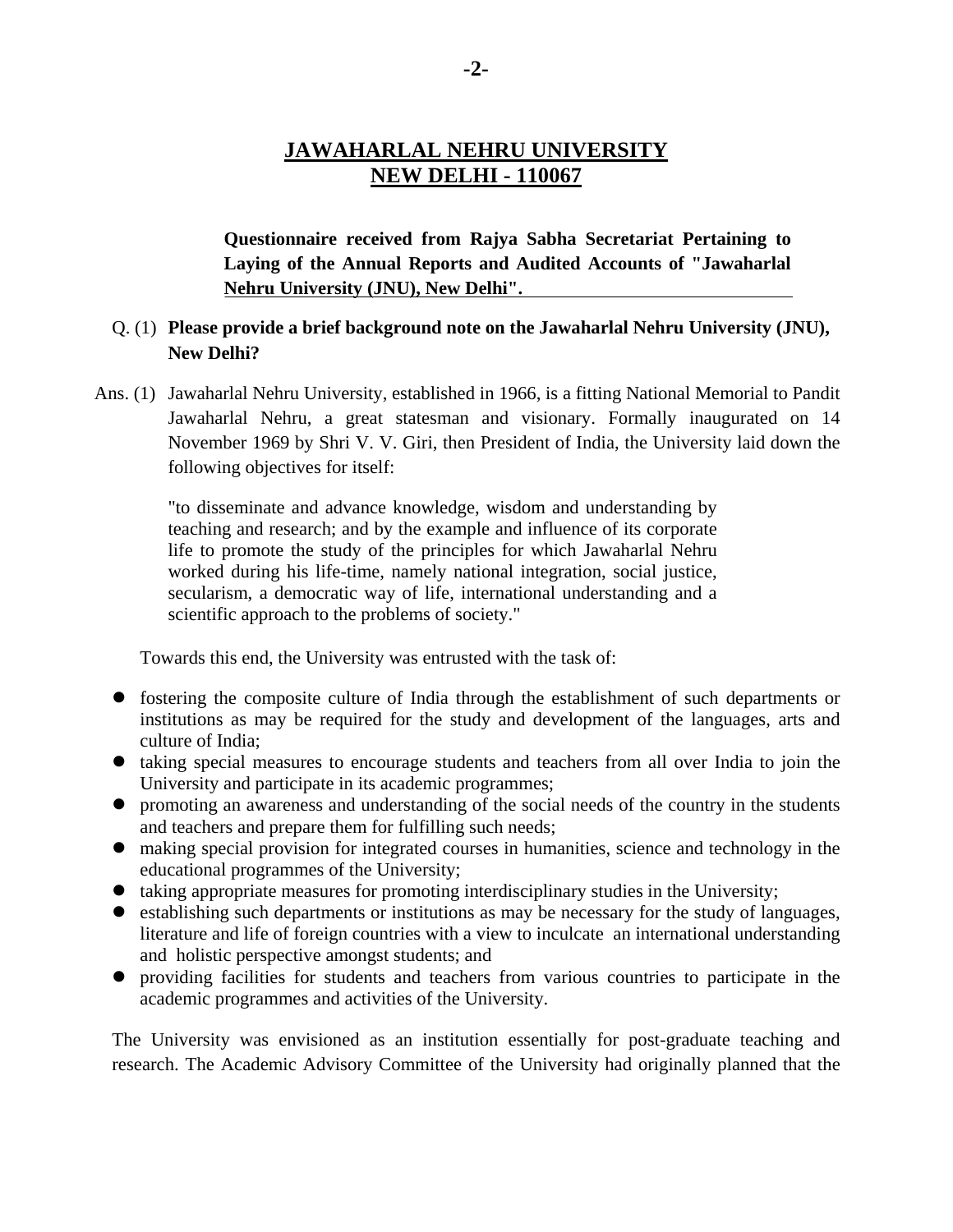## JAWAHARLAL NEHRU UNIVERSITY
## NEW DELHI - 110067

**Questionnaire received from Rajya Sabha Secretariat Pertaining to Laying of the Annual Reports and Audited Accounts of "Jawaharlal Nehru University (JNU), New Delhi".**

Q. (1) **Please provide a brief background note on the Jawaharlal Nehru University (JNU), New Delhi?**

Ans. (1) Jawaharlal Nehru University, established in 1966, is a fitting National Memorial to Pandit Jawaharlal Nehru, a great statesman and visionary. Formally inaugurated on 14 November 1969 by Shri V. V. Giri, then President of India, the University laid down the following objectives for itself:

> "to disseminate and advance knowledge, wisdom and understanding by teaching and research; and by the example and influence of its corporate life to promote the study of the principles for which Jawaharlal Nehru worked during his life-time, namely national integration, social justice, secularism, a democratic way of life, international understanding and a scientific approach to the problems of society."

Towards this end, the University was entrusted with the task of:

- fostering the composite culture of India through the establishment of such departments or institutions as may be required for the study and development of the languages, arts and culture of India;
- taking special measures to encourage students and teachers from all over India to join the University and participate in its academic programmes;
- promoting an awareness and understanding of the social needs of the country in the students and teachers and prepare them for fulfilling such needs;
- making special provision for integrated courses in humanities, science and technology in the educational programmes of the University;
- taking appropriate measures for promoting interdisciplinary studies in the University;
- establishing such departments or institutions as may be necessary for the study of languages, literature and life of foreign countries with a view to inculcate an international understanding and holistic perspective amongst students; and
- providing facilities for students and teachers from various countries to participate in the academic programmes and activities of the University.

The University was envisioned as an institution essentially for post-graduate teaching and research. The Academic Advisory Committee of the University had originally planned that the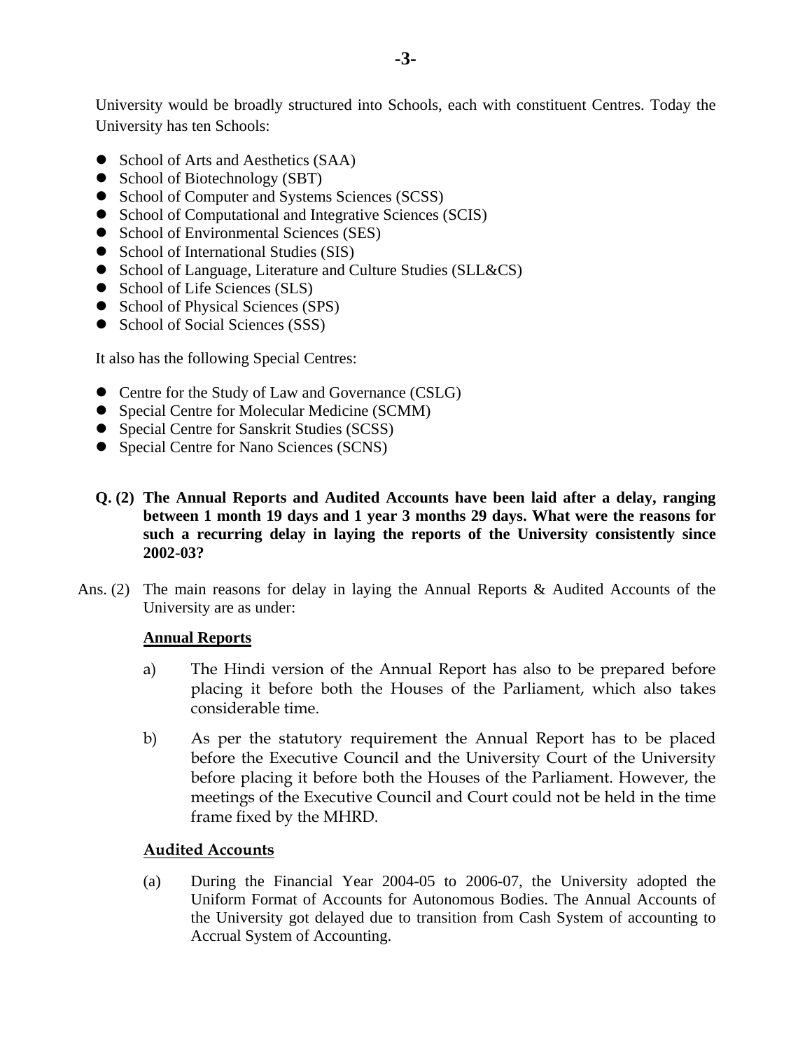University would be broadly structured into Schools, each with constituent Centres. Today the University has ten Schools:

- School of Arts and Aesthetics (SAA)
- School of Biotechnology (SBT)
- School of Computer and Systems Sciences (SCSS)
- School of Computational and Integrative Sciences (SCIS)
- School of Environmental Sciences (SES)
- School of International Studies (SIS)
- School of Language, Literature and Culture Studies (SLL&CS)
- School of Life Sciences (SLS)
- School of Physical Sciences (SPS)
- School of Social Sciences (SSS)

It also has the following Special Centres:

- Centre for the Study of Law and Governance (CSLG)
- Special Centre for Molecular Medicine (SCMM)
- Special Centre for Sanskrit Studies (SCSS)
- Special Centre for Nano Sciences (SCNS)

**Q. (2) The Annual Reports and Audited Accounts have been laid after a delay, ranging between 1 month 19 days and 1 year 3 months 29 days. What were the reasons for such a recurring delay in laying the reports of the University consistently since 2002-03?**

Ans. (2) The main reasons for delay in laying the Annual Reports & Audited Accounts of the University are as under:

**<u>Annual Reports</u>**

a) The Hindi version of the Annual Report has also to be prepared before placing it before both the Houses of the Parliament, which also takes considerable time.

b) As per the statutory requirement the Annual Report has to be placed before the Executive Council and the University Court of the University before placing it before both the Houses of the Parliament. However, the meetings of the Executive Council and Court could not be held in the time frame fixed by the MHRD.

**<u>Audited Accounts</u>**

(a) During the Financial Year 2004-05 to 2006-07, the University adopted the Uniform Format of Accounts for Autonomous Bodies. The Annual Accounts of the University got delayed due to transition from Cash System of accounting to Accrual System of Accounting.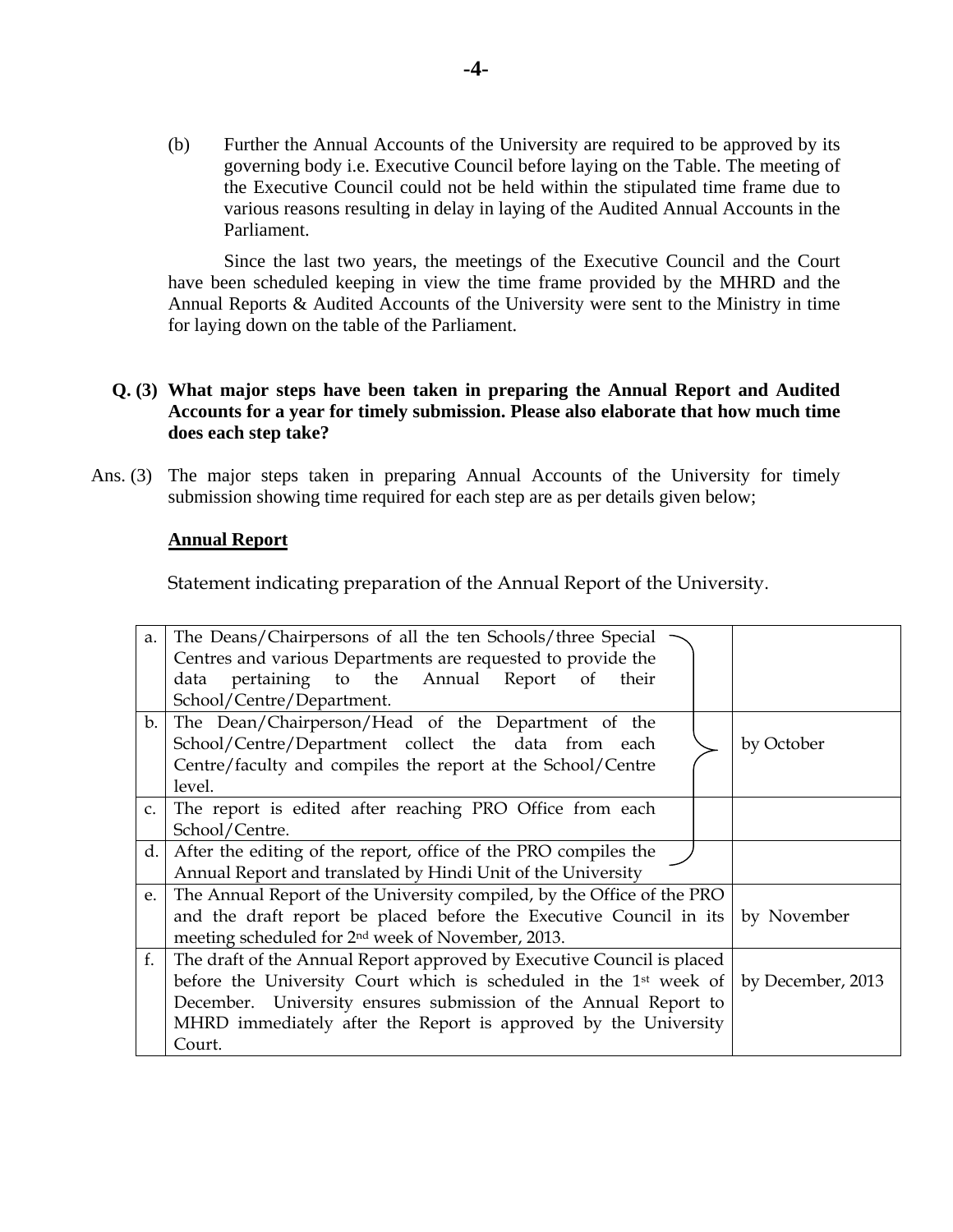(b) Further the Annual Accounts of the University are required to be approved by its governing body i.e. Executive Council before laying on the Table. The meeting of the Executive Council could not be held within the stipulated time frame due to various reasons resulting in delay in laying of the Audited Annual Accounts in the Parliament.

Since the last two years, the meetings of the Executive Council and the Court have been scheduled keeping in view the time frame provided by the MHRD and the Annual Reports & Audited Accounts of the University were sent to the Ministry in time for laying down on the table of the Parliament.

**Q. (3) What major steps have been taken in preparing the Annual Report and Audited Accounts for a year for timely submission. Please also elaborate that how much time does each step take?**

Ans. (3) The major steps taken in preparing Annual Accounts of the University for timely submission showing time required for each step are as per details given below;

**Annual Report**

Statement indicating preparation of the Annual Report of the University.

| | | |
|---|---|---|
| a. | The Deans/Chairpersons of all the ten Schools/three Special Centres and various Departments are requested to provide the data pertaining to the Annual Report of their School/Centre/Department. | by October |
| b. | The Dean/Chairperson/Head of the Department of the School/Centre/Department collect the data from each Centre/faculty and compiles the report at the School/Centre level. | |
| c. | The report is edited after reaching PRO Office from each School/Centre. | |
| d. | After the editing of the report, office of the PRO compiles the Annual Report and translated by Hindi Unit of the University | |
| e. | The Annual Report of the University compiled, by the Office of the PRO and the draft report be placed before the Executive Council in its meeting scheduled for 2nd week of November, 2013. | by November |
| f. | The draft of the Annual Report approved by Executive Council is placed before the University Court which is scheduled in the 1st week of December. University ensures submission of the Annual Report to MHRD immediately after the Report is approved by the University Court. | by December, 2013 |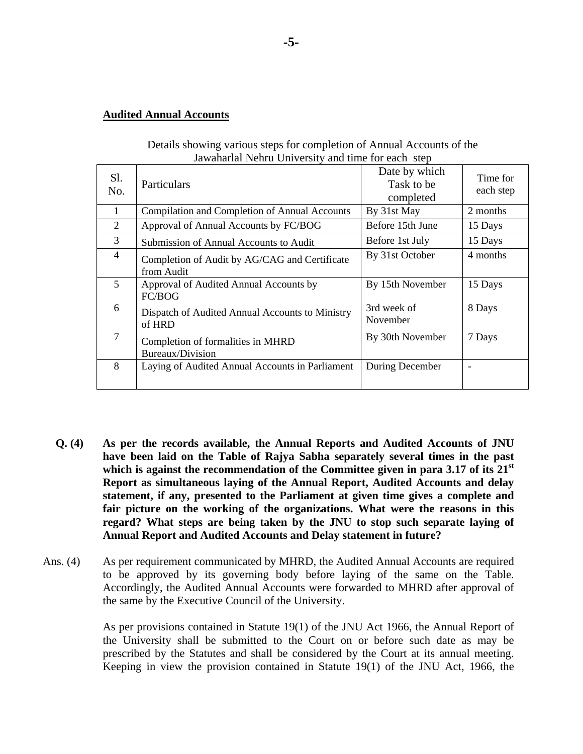**Audited Annual Accounts**

Details showing various steps for completion of Annual Accounts of the Jawaharlal Nehru University and time for each step

| Sl. No. | Particulars | Date by which Task to be completed | Time for each step |
|---|---|---|---|
| 1 | Compilation and Completion of Annual Accounts | By 31st May | 2 months |
| 2 | Approval of Annual Accounts by FC/BOG | Before 15th June | 15 Days |
| 3 | Submission of Annual Accounts to Audit | Before 1st July | 15 Days |
| 4 | Completion of Audit by AG/CAG and Certificate from Audit | By 31st October | 4 months |
| 5 | Approval of Audited Annual Accounts by FC/BOG | By 15th November | 15 Days |
| 6 | Dispatch of Audited Annual Accounts to Ministry of HRD | 3rd week of November | 8 Days |
| 7 | Completion of formalities in MHRD Bureaux/Division | By 30th November | 7 Days |
| 8 | Laying of Audited Annual Accounts in Parliament | During December | - |

**Q. (4) As per the records available, the Annual Reports and Audited Accounts of JNU have been laid on the Table of Rajya Sabha separately several times in the past which is against the recommendation of the Committee given in para 3.17 of its 21st Report as simultaneous laying of the Annual Report, Audited Accounts and delay statement, if any, presented to the Parliament at given time gives a complete and fair picture on the working of the organizations. What were the reasons in this regard? What steps are being taken by the JNU to stop such separate laying of Annual Report and Audited Accounts and Delay statement in future?**

Ans. (4) As per requirement communicated by MHRD, the Audited Annual Accounts are required to be approved by its governing body before laying of the same on the Table. Accordingly, the Audited Annual Accounts were forwarded to MHRD after approval of the same by the Executive Council of the University.

As per provisions contained in Statute 19(1) of the JNU Act 1966, the Annual Report of the University shall be submitted to the Court on or before such date as may be prescribed by the Statutes and shall be considered by the Court at its annual meeting. Keeping in view the provision contained in Statute 19(1) of the JNU Act, 1966, the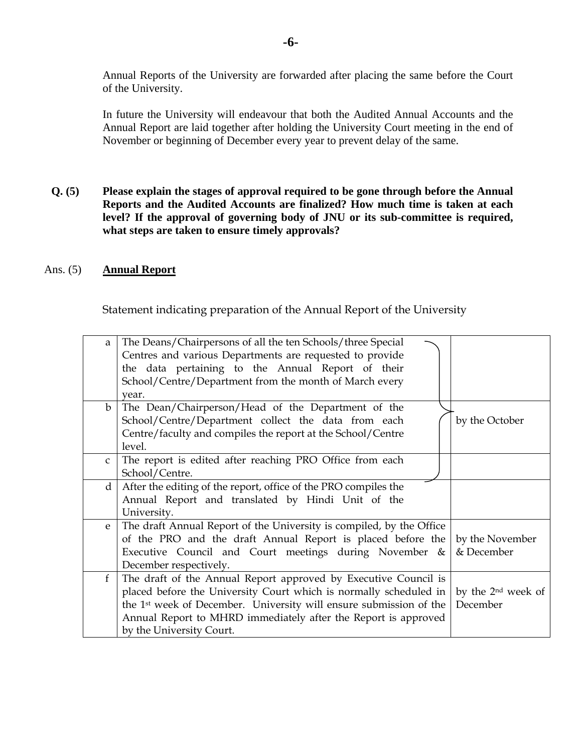Annual Reports of the University are forwarded after placing the same before the Court of the University.

In future the University will endeavour that both the Audited Annual Accounts and the Annual Report are laid together after holding the University Court meeting in the end of November or beginning of December every year to prevent delay of the same.

**Q. (5) Please explain the stages of approval required to be gone through before the Annual Reports and the Audited Accounts are finalized? How much time is taken at each level? If the approval of governing body of JNU or its sub-committee is required, what steps are taken to ensure timely approvals?**

Ans. (5) **<u>Annual Report</u>**

Statement indicating preparation of the Annual Report of the University

| | | |
|---|---|---|
| a | The Deans/Chairpersons of all the ten Schools/three Special Centres and various Departments are requested to provide the data pertaining to the Annual Report of their School/Centre/Department from the month of March every year. | by the October |
| b | The Dean/Chairperson/Head of the Department of the School/Centre/Department collect the data from each Centre/faculty and compiles the report at the School/Centre level. | |
| c | The report is edited after reaching PRO Office from each School/Centre. | |
| d | After the editing of the report, office of the PRO compiles the Annual Report and translated by Hindi Unit of the University. | |
| e | The draft Annual Report of the University is compiled, by the Office of the PRO and the draft Annual Report is placed before the Executive Council and Court meetings during November & December respectively. | by the November & December |
| f | The draft of the Annual Report approved by Executive Council is placed before the University Court which is normally scheduled in the 1st week of December. University will ensure submission of the Annual Report to MHRD immediately after the Report is approved by the University Court. | by the 2nd week of December |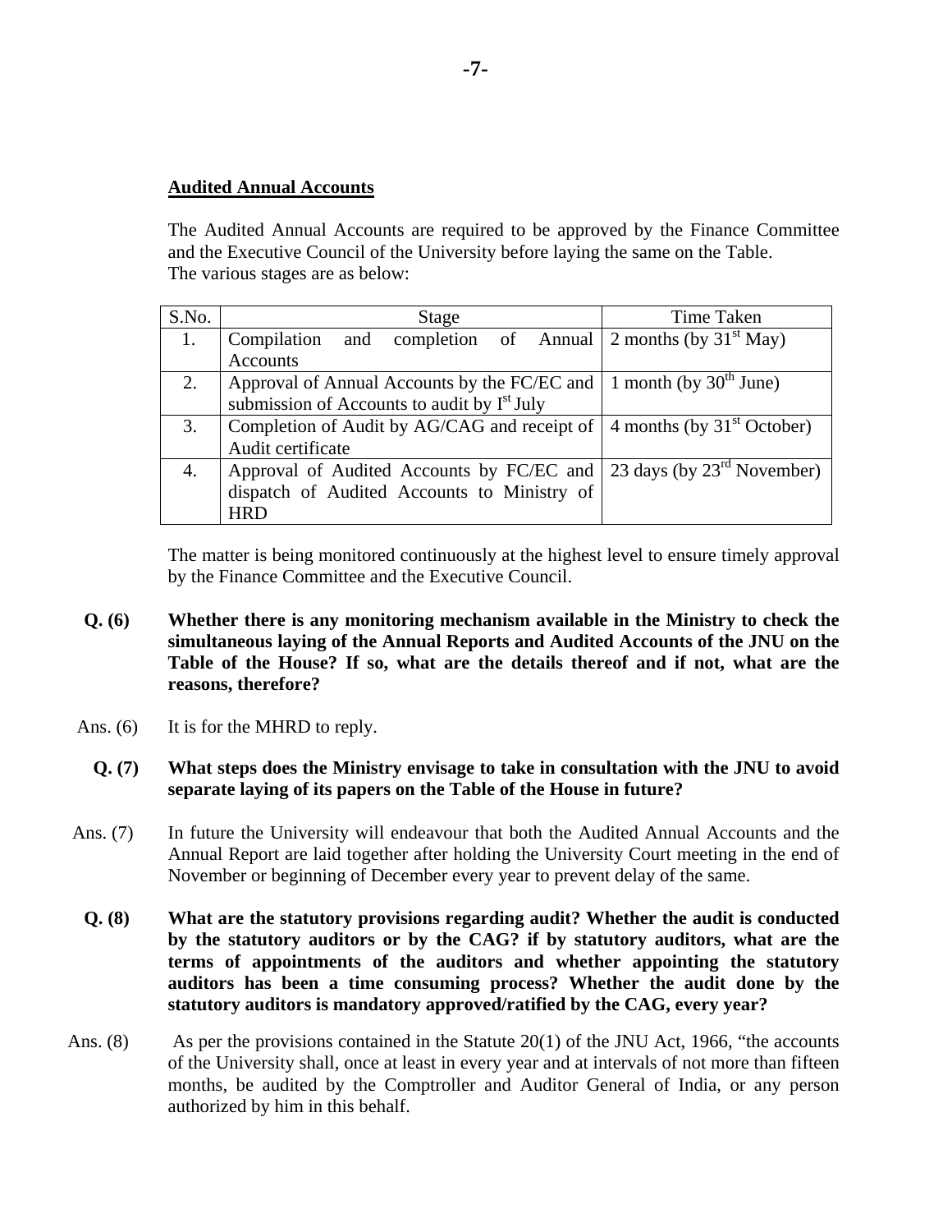**Audited Annual Accounts**

The Audited Annual Accounts are required to be approved by the Finance Committee and the Executive Council of the University before laying the same on the Table. The various stages are as below:

| S.No. | Stage | Time Taken |
|---|---|---|
| 1. | Compilation and completion of Annual Accounts | 2 months (by 31st May) |
| 2. | Approval of Annual Accounts by the FC/EC and submission of Accounts to audit by Ist July | 1 month (by 30th June) |
| 3. | Completion of Audit by AG/CAG and receipt of Audit certificate | 4 months (by 31st October) |
| 4. | Approval of Audited Accounts by FC/EC and dispatch of Audited Accounts to Ministry of HRD | 23 days (by 23rd November) |

The matter is being monitored continuously at the highest level to ensure timely approval by the Finance Committee and the Executive Council.

**Q. (6) Whether there is any monitoring mechanism available in the Ministry to check the simultaneous laying of the Annual Reports and Audited Accounts of the JNU on the Table of the House? If so, what are the details thereof and if not, what are the reasons, therefore?**

Ans. (6) It is for the MHRD to reply.

**Q. (7) What steps does the Ministry envisage to take in consultation with the JNU to avoid separate laying of its papers on the Table of the House in future?**

Ans. (7) In future the University will endeavour that both the Audited Annual Accounts and the Annual Report are laid together after holding the University Court meeting in the end of November or beginning of December every year to prevent delay of the same.

**Q. (8) What are the statutory provisions regarding audit? Whether the audit is conducted by the statutory auditors or by the CAG? if by statutory auditors, what are the terms of appointments of the auditors and whether appointing the statutory auditors has been a time consuming process? Whether the audit done by the statutory auditors is mandatory approved/ratified by the CAG, every year?**

Ans. (8) As per the provisions contained in the Statute 20(1) of the JNU Act, 1966, "the accounts of the University shall, once at least in every year and at intervals of not more than fifteen months, be audited by the Comptroller and Auditor General of India, or any person authorized by him in this behalf.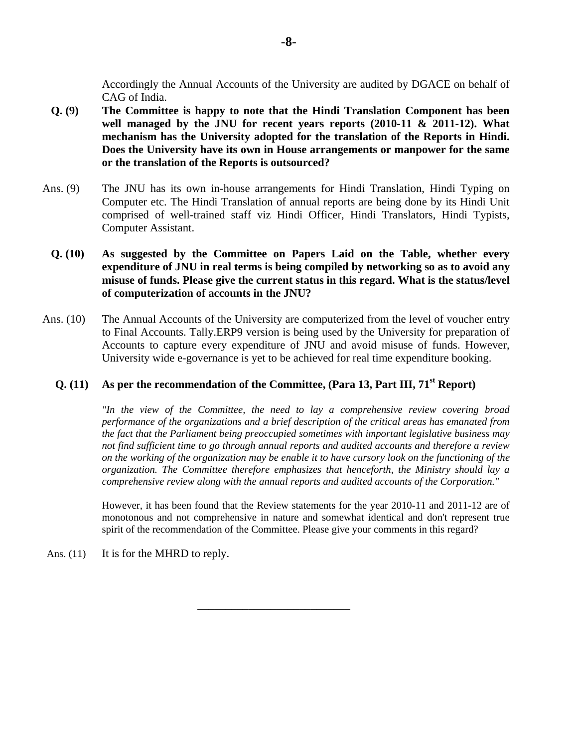Accordingly the Annual Accounts of the University are audited by DGACE on behalf of CAG of India.

**Q. (9) The Committee is happy to note that the Hindi Translation Component has been well managed by the JNU for recent years reports (2010-11 & 2011-12). What mechanism has the University adopted for the translation of the Reports in Hindi. Does the University have its own in House arrangements or manpower for the same or the translation of the Reports is outsourced?**

Ans. (9) The JNU has its own in-house arrangements for Hindi Translation, Hindi Typing on Computer etc. The Hindi Translation of annual reports are being done by its Hindi Unit comprised of well-trained staff viz Hindi Officer, Hindi Translators, Hindi Typists, Computer Assistant.

**Q. (10) As suggested by the Committee on Papers Laid on the Table, whether every expenditure of JNU in real terms is being compiled by networking so as to avoid any misuse of funds. Please give the current status in this regard. What is the status/level of computerization of accounts in the JNU?**

Ans. (10) The Annual Accounts of the University are computerized from the level of voucher entry to Final Accounts. Tally.ERP9 version is being used by the University for preparation of Accounts to capture every expenditure of JNU and avoid misuse of funds. However, University wide e-governance is yet to be achieved for real time expenditure booking.

**Q. (11) As per the recommendation of the Committee, (Para 13, Part III, 71st Report)**

*"In the view of the Committee, the need to lay a comprehensive review covering broad performance of the organizations and a brief description of the critical areas has emanated from the fact that the Parliament being preoccupied sometimes with important legislative business may not find sufficient time to go through annual reports and audited accounts and therefore a review on the working of the organization may be enable it to have cursory look on the functioning of the organization. The Committee therefore emphasizes that henceforth, the Ministry should lay a comprehensive review along with the annual reports and audited accounts of the Corporation."*

However, it has been found that the Review statements for the year 2010-11 and 2011-12 are of monotonous and not comprehensive in nature and somewhat identical and don't represent true spirit of the recommendation of the Committee. Please give your comments in this regard?

Ans. (11) It is for the MHRD to reply.

---